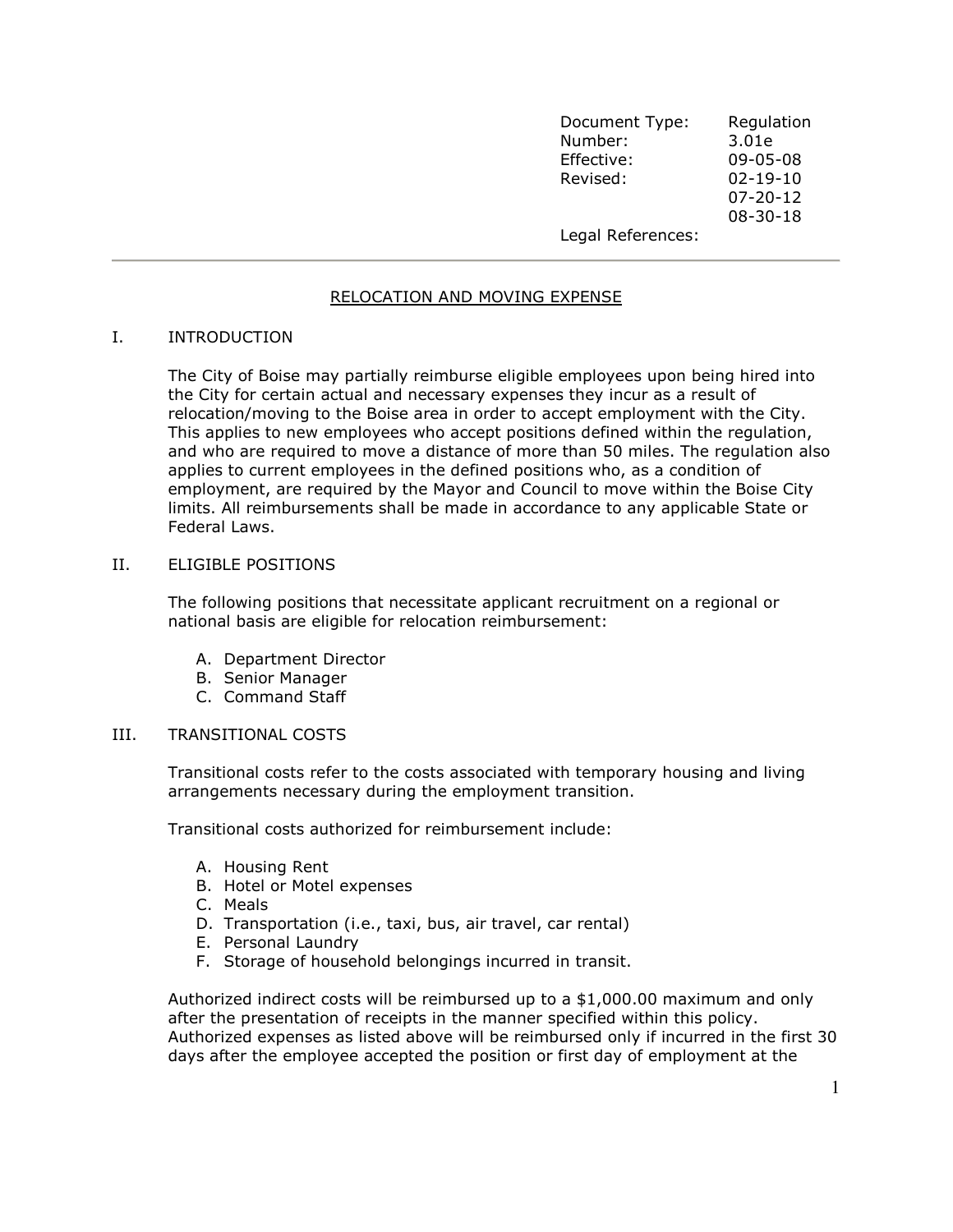| Document Type: | Regulation |
|---|---|
| Number: | 3.01e |
| Effective: | 09-05-08 |
| Revised: | 02-19-10 |
| | 07-20-12 |
| | 08-30-18 |
| Legal References: | |

---

# RELOCATION AND MOVING EXPENSE

## I. INTRODUCTION

The City of Boise may partially reimburse eligible employees upon being hired into the City for certain actual and necessary expenses they incur as a result of relocation/moving to the Boise area in order to accept employment with the City. This applies to new employees who accept positions defined within the regulation, and who are required to move a distance of more than 50 miles. The regulation also applies to current employees in the defined positions who, as a condition of employment, are required by the Mayor and Council to move within the Boise City limits. All reimbursements shall be made in accordance to any applicable State or Federal Laws.

## II. ELIGIBLE POSITIONS

The following positions that necessitate applicant recruitment on a regional or national basis are eligible for relocation reimbursement:

A. Department Director
B. Senior Manager
C. Command Staff

## III. TRANSITIONAL COSTS

Transitional costs refer to the costs associated with temporary housing and living arrangements necessary during the employment transition.

Transitional costs authorized for reimbursement include:

A. Housing Rent
B. Hotel or Motel expenses
C. Meals
D. Transportation (i.e., taxi, bus, air travel, car rental)
E. Personal Laundry
F. Storage of household belongings incurred in transit.

Authorized indirect costs will be reimbursed up to a $1,000.00 maximum and only after the presentation of receipts in the manner specified within this policy. Authorized expenses as listed above will be reimbursed only if incurred in the first 30 days after the employee accepted the position or first day of employment at the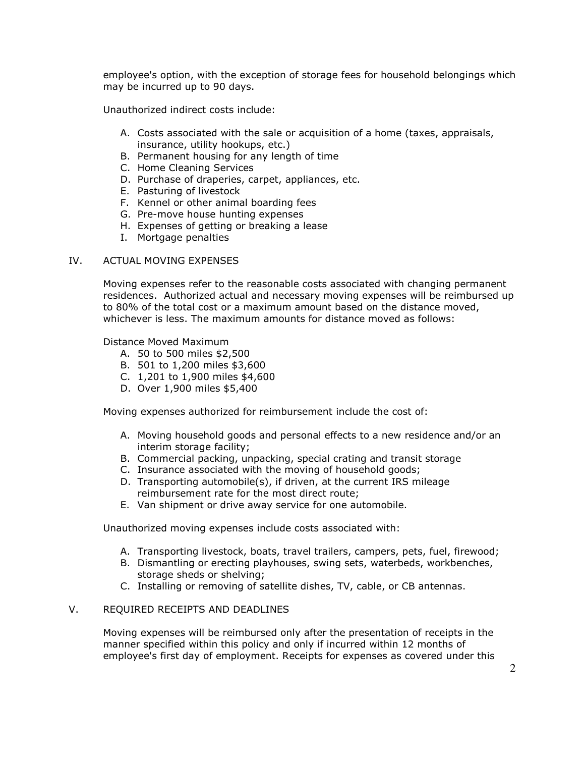employee's option, with the exception of storage fees for household belongings which may be incurred up to 90 days.

Unauthorized indirect costs include:

A. Costs associated with the sale or acquisition of a home (taxes, appraisals, insurance, utility hookups, etc.)
B. Permanent housing for any length of time
C. Home Cleaning Services
D. Purchase of draperies, carpet, appliances, etc.
E. Pasturing of livestock
F. Kennel or other animal boarding fees
G. Pre-move house hunting expenses
H. Expenses of getting or breaking a lease
I. Mortgage penalties

## IV. ACTUAL MOVING EXPENSES

Moving expenses refer to the reasonable costs associated with changing permanent residences. Authorized actual and necessary moving expenses will be reimbursed up to 80% of the total cost or a maximum amount based on the distance moved, whichever is less. The maximum amounts for distance moved as follows:

Distance Moved Maximum

A. 50 to 500 miles $2,500
B. 501 to 1,200 miles $3,600
C. 1,201 to 1,900 miles $4,600
D. Over 1,900 miles $5,400

Moving expenses authorized for reimbursement include the cost of:

A. Moving household goods and personal effects to a new residence and/or an interim storage facility;
B. Commercial packing, unpacking, special crating and transit storage
C. Insurance associated with the moving of household goods;
D. Transporting automobile(s), if driven, at the current IRS mileage reimbursement rate for the most direct route;
E. Van shipment or drive away service for one automobile.

Unauthorized moving expenses include costs associated with:

A. Transporting livestock, boats, travel trailers, campers, pets, fuel, firewood;
B. Dismantling or erecting playhouses, swing sets, waterbeds, workbenches, storage sheds or shelving;
C. Installing or removing of satellite dishes, TV, cable, or CB antennas.

## V. REQUIRED RECEIPTS AND DEADLINES

Moving expenses will be reimbursed only after the presentation of receipts in the manner specified within this policy and only if incurred within 12 months of employee's first day of employment. Receipts for expenses as covered under this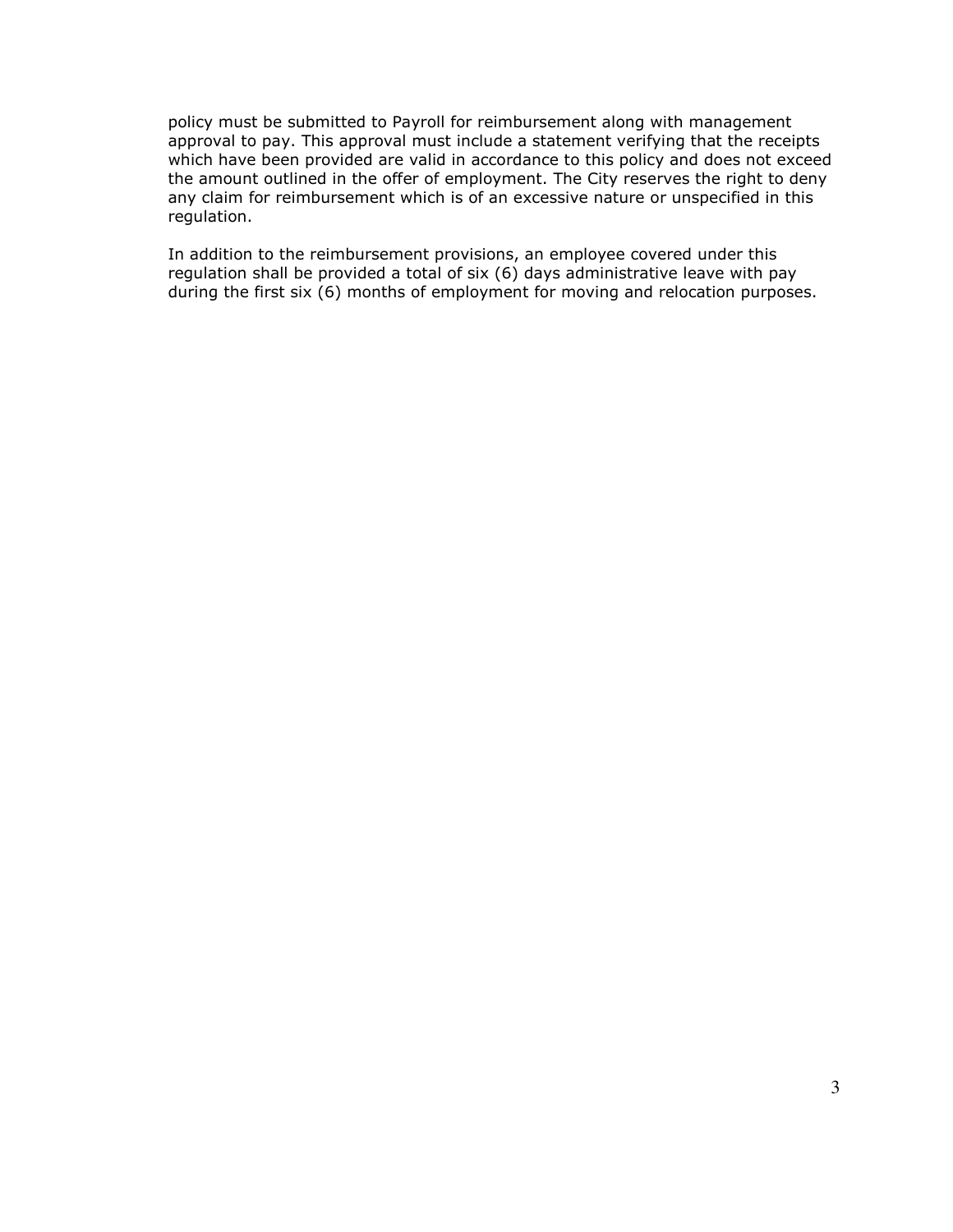policy must be submitted to Payroll for reimbursement along with management approval to pay. This approval must include a statement verifying that the receipts which have been provided are valid in accordance to this policy and does not exceed the amount outlined in the offer of employment. The City reserves the right to deny any claim for reimbursement which is of an excessive nature or unspecified in this regulation.

In addition to the reimbursement provisions, an employee covered under this regulation shall be provided a total of six (6) days administrative leave with pay during the first six (6) months of employment for moving and relocation purposes.